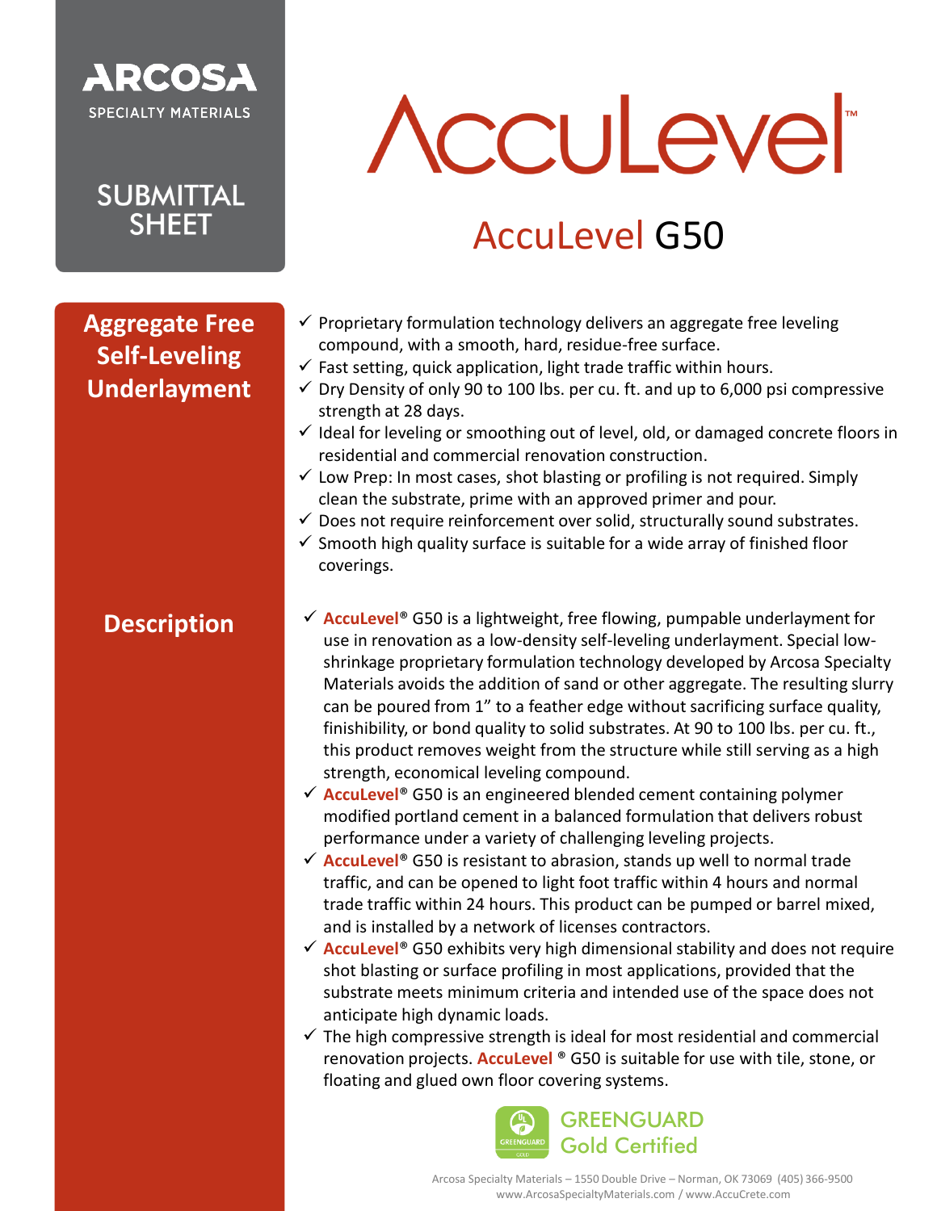ARCOSA SPECIALTY MATERIALS

# SUBMITTAL SHEET

# AccuLevel™

## AccuLevel G50

## Aggregate Free Self-Leveling Underlayment

- ✓ Proprietary formulation technology delivers an aggregate free leveling compound, with a smooth, hard, residue-free surface.
- ✓ Fast setting, quick application, light trade traffic within hours.
- ✓ Dry Density of only 90 to 100 lbs. per cu. ft. and up to 6,000 psi compressive strength at 28 days.
- ✓ Ideal for leveling or smoothing out of level, old, or damaged concrete floors in residential and commercial renovation construction.
- ✓ Low Prep: In most cases, shot blasting or profiling is not required. Simply clean the substrate, prime with an approved primer and pour.
- ✓ Does not require reinforcement over solid, structurally sound substrates.
- ✓ Smooth high quality surface is suitable for a wide array of finished floor coverings.

## Description

- ✓ **AccuLevel**® G50 is a lightweight, free flowing, pumpable underlayment for use in renovation as a low-density self-leveling underlayment. Special low-shrinkage proprietary formulation technology developed by Arcosa Specialty Materials avoids the addition of sand or other aggregate. The resulting slurry can be poured from 1" to a feather edge without sacrificing surface quality, finishibility, or bond quality to solid substrates. At 90 to 100 lbs. per cu. ft., this product removes weight from the structure while still serving as a high strength, economical leveling compound.
- ✓ **AccuLevel**® G50 is an engineered blended cement containing polymer modified portland cement in a balanced formulation that delivers robust performance under a variety of challenging leveling projects.
- ✓ **AccuLevel**® G50 is resistant to abrasion, stands up well to normal trade traffic, and can be opened to light foot traffic within 4 hours and normal trade traffic within 24 hours. This product can be pumped or barrel mixed, and is installed by a network of licenses contractors.
- ✓ **AccuLevel**® G50 exhibits very high dimensional stability and does not require shot blasting or surface profiling in most applications, provided that the substrate meets minimum criteria and intended use of the space does not anticipate high dynamic loads.
- ✓ The high compressive strength is ideal for most residential and commercial renovation projects. **AccuLevel** ® G50 is suitable for use with tile, stone, or floating and glued own floor covering systems.

GREENGUARD Gold Certified

Arcosa Specialty Materials – 1550 Double Drive – Norman, OK 73069 (405) 366-9500
www.ArcosaSpecialtyMaterials.com / www.AccuCrete.com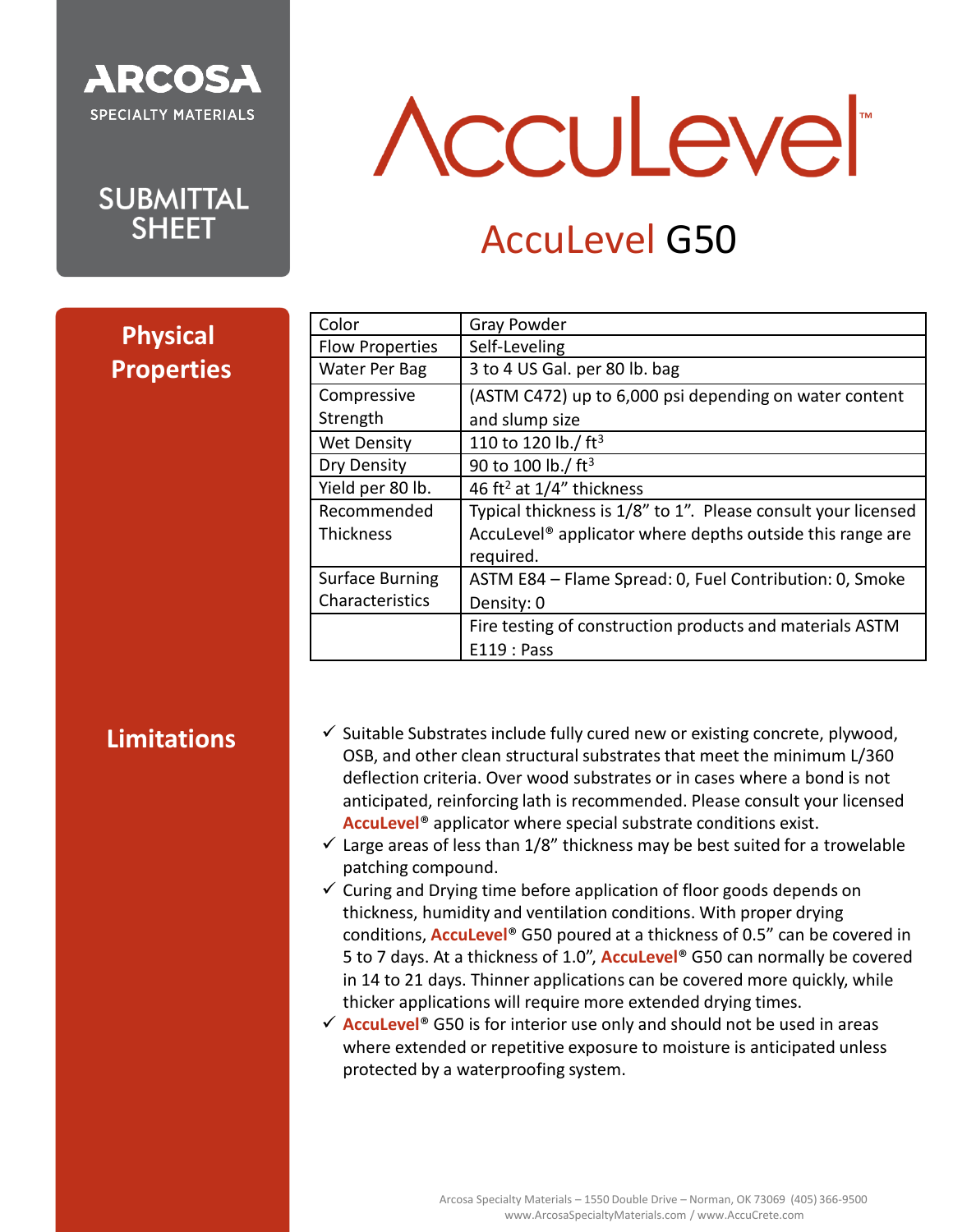ARCOSA
SPECIALTY MATERIALS

SUBMITTAL SHEET

# AccuLevel™

## AccuLevel G50

## Physical Properties

| | |
|---|---|
| Color | Gray Powder |
| Flow Properties | Self-Leveling |
| Water Per Bag | 3 to 4 US Gal. per 80 lb. bag |
| Compressive Strength | (ASTM C472) up to 6,000 psi depending on water content and slump size |
| Wet Density | 110 to 120 lb./ $ft^3$ |
| Dry Density | 90 to 100 lb./ $ft^3$ |
| Yield per 80 lb. | 46 $ft^2$ at 1/4" thickness |
| Recommended Thickness | Typical thickness is 1/8" to 1". Please consult your licensed AccuLevel® applicator where depths outside this range are required. |
| Surface Burning Characteristics | ASTM E84 – Flame Spread: 0, Fuel Contribution: 0, Smoke Density: 0 |
| | Fire testing of construction products and materials ASTM E119 : Pass |

## Limitations

- ✓ Suitable Substrates include fully cured new or existing concrete, plywood, OSB, and other clean structural substrates that meet the minimum L/360 deflection criteria. Over wood substrates or in cases where a bond is not anticipated, reinforcing lath is recommended. Please consult your licensed **AccuLevel**® applicator where special substrate conditions exist.
- ✓ Large areas of less than 1/8" thickness may be best suited for a trowelable patching compound.
- ✓ Curing and Drying time before application of floor goods depends on thickness, humidity and ventilation conditions. With proper drying conditions, **AccuLevel**® G50 poured at a thickness of 0.5" can be covered in 5 to 7 days. At a thickness of 1.0", **AccuLevel**® G50 can normally be covered in 14 to 21 days. Thinner applications can be covered more quickly, while thicker applications will require more extended drying times.
- ✓ **AccuLevel**® G50 is for interior use only and should not be used in areas where extended or repetitive exposure to moisture is anticipated unless protected by a waterproofing system.

Arcosa Specialty Materials – 1550 Double Drive – Norman, OK 73069 (405) 366-9500
www.ArcosaSpecialtyMaterials.com / www.AccuCrete.com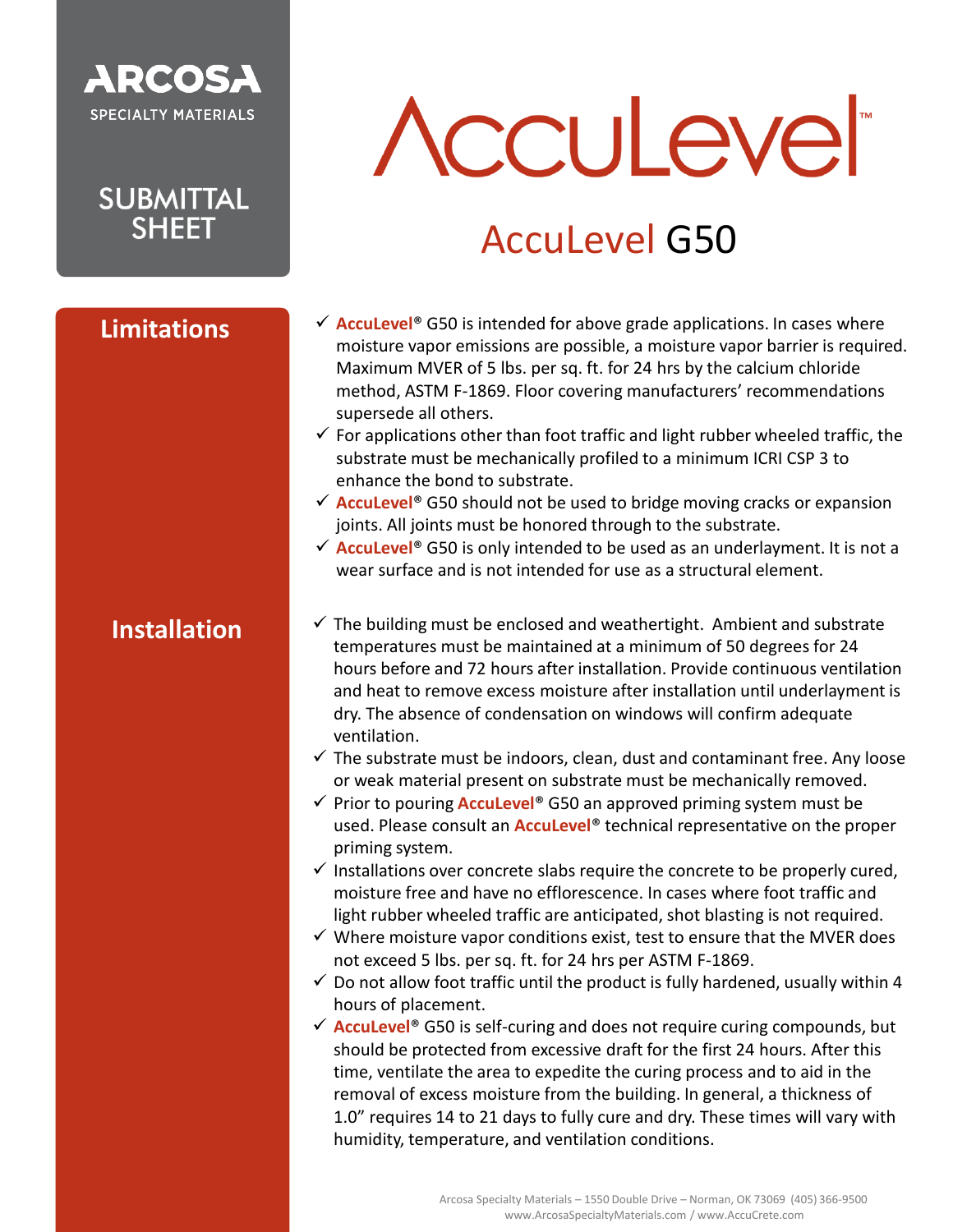ARCOSA SPECIALTY MATERIALS

SUBMITTAL SHEET

# AccuLevel™

## AccuLevel G50

### Limitations

- ✓ **AccuLevel**® G50 is intended for above grade applications. In cases where moisture vapor emissions are possible, a moisture vapor barrier is required. Maximum MVER of 5 lbs. per sq. ft. for 24 hrs by the calcium chloride method, ASTM F-1869. Floor covering manufacturers' recommendations supersede all others.
- ✓ For applications other than foot traffic and light rubber wheeled traffic, the substrate must be mechanically profiled to a minimum ICRI CSP 3 to enhance the bond to substrate.
- ✓ **AccuLevel**® G50 should not be used to bridge moving cracks or expansion joints. All joints must be honored through to the substrate.
- ✓ **AccuLevel**® G50 is only intended to be used as an underlayment. It is not a wear surface and is not intended for use as a structural element.

### Installation

- ✓ The building must be enclosed and weathertight. Ambient and substrate temperatures must be maintained at a minimum of 50 degrees for 24 hours before and 72 hours after installation. Provide continuous ventilation and heat to remove excess moisture after installation until underlayment is dry. The absence of condensation on windows will confirm adequate ventilation.
- ✓ The substrate must be indoors, clean, dust and contaminant free. Any loose or weak material present on substrate must be mechanically removed.
- ✓ Prior to pouring **AccuLevel**® G50 an approved priming system must be used. Please consult an **AccuLevel**® technical representative on the proper priming system.
- ✓ Installations over concrete slabs require the concrete to be properly cured, moisture free and have no efflorescence. In cases where foot traffic and light rubber wheeled traffic are anticipated, shot blasting is not required.
- ✓ Where moisture vapor conditions exist, test to ensure that the MVER does not exceed 5 lbs. per sq. ft. for 24 hrs per ASTM F-1869.
- ✓ Do not allow foot traffic until the product is fully hardened, usually within 4 hours of placement.
- ✓ **AccuLevel**® G50 is self-curing and does not require curing compounds, but should be protected from excessive draft for the first 24 hours. After this time, ventilate the area to expedite the curing process and to aid in the removal of excess moisture from the building. In general, a thickness of 1.0" requires 14 to 21 days to fully cure and dry. These times will vary with humidity, temperature, and ventilation conditions.

Arcosa Specialty Materials – 1550 Double Drive – Norman, OK 73069 (405) 366-9500
www.ArcosaSpecialtyMaterials.com / www.AccuCrete.com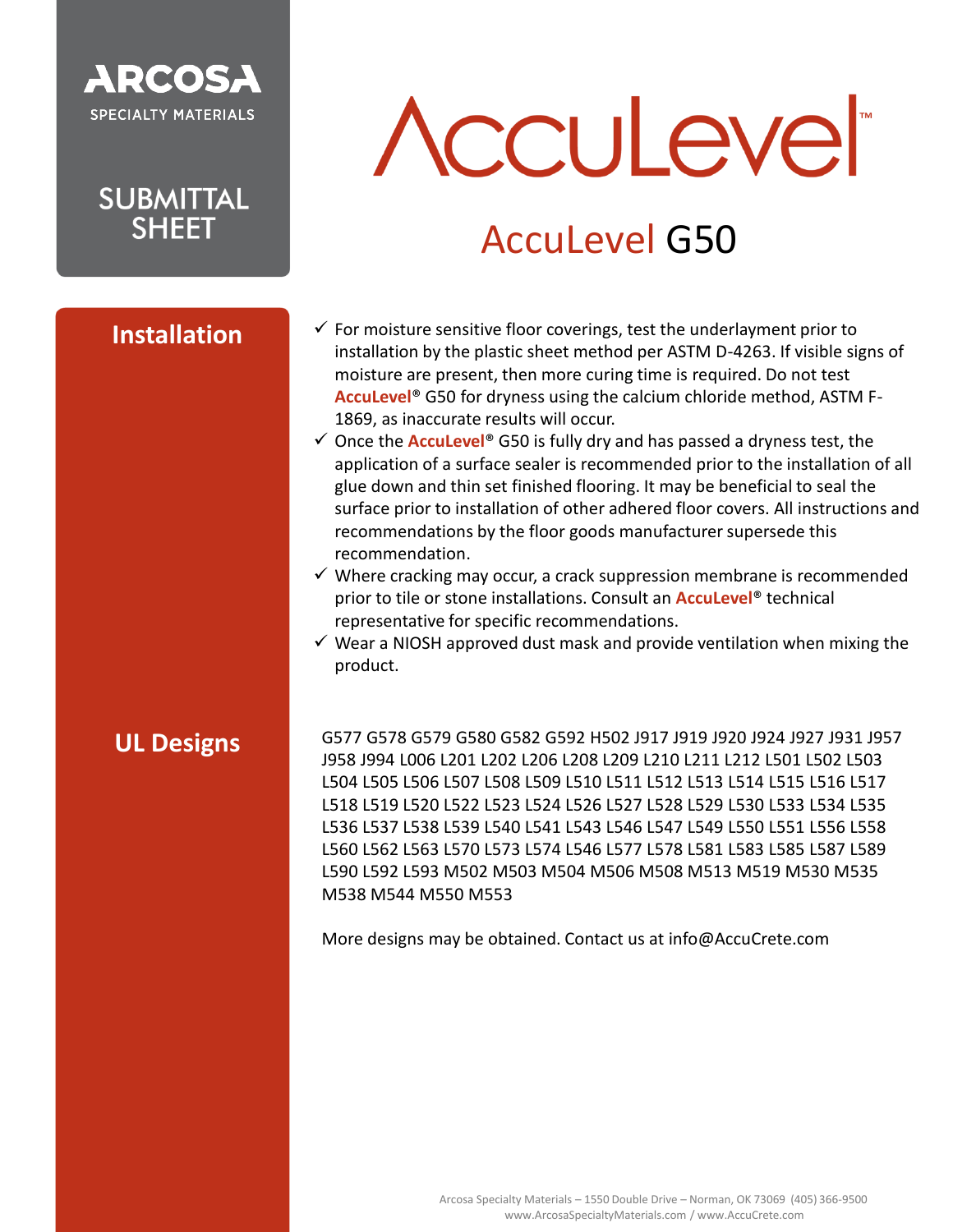ARCOSA SPECIALTY MATERIALS

SUBMITTAL SHEET

# AccuLevel™

## AccuLevel G50

### Installation

- ✓ For moisture sensitive floor coverings, test the underlayment prior to installation by the plastic sheet method per ASTM D-4263. If visible signs of moisture are present, then more curing time is required. Do not test **AccuLevel**® G50 for dryness using the calcium chloride method, ASTM F-1869, as inaccurate results will occur.
- ✓ Once the **AccuLevel**® G50 is fully dry and has passed a dryness test, the application of a surface sealer is recommended prior to the installation of all glue down and thin set finished flooring. It may be beneficial to seal the surface prior to installation of other adhered floor covers. All instructions and recommendations by the floor goods manufacturer supersede this recommendation.
- ✓ Where cracking may occur, a crack suppression membrane is recommended prior to tile or stone installations. Consult an **AccuLevel**® technical representative for specific recommendations.
- ✓ Wear a NIOSH approved dust mask and provide ventilation when mixing the product.

### UL Designs

G577 G578 G579 G580 G582 G592 H502 J917 J919 J920 J924 J927 J931 J957 J958 J994 L006 L201 L202 L206 L208 L209 L210 L211 L212 L501 L502 L503 L504 L505 L506 L507 L508 L509 L510 L511 L512 L513 L514 L515 L516 L517 L518 L519 L520 L522 L523 L524 L526 L527 L528 L529 L530 L533 L534 L535 L536 L537 L538 L539 L540 L541 L543 L546 L547 L549 L550 L551 L556 L558 L560 L562 L563 L570 L573 L574 L546 L577 L578 L581 L583 L585 L587 L589 L590 L592 L593 M502 M503 M504 M506 M508 M513 M519 M530 M535 M538 M544 M550 M553

More designs may be obtained. Contact us at info@AccuCrete.com

Arcosa Specialty Materials – 1550 Double Drive – Norman, OK 73069 (405) 366-9500
www.ArcosaSpecialtyMaterials.com / www.AccuCrete.com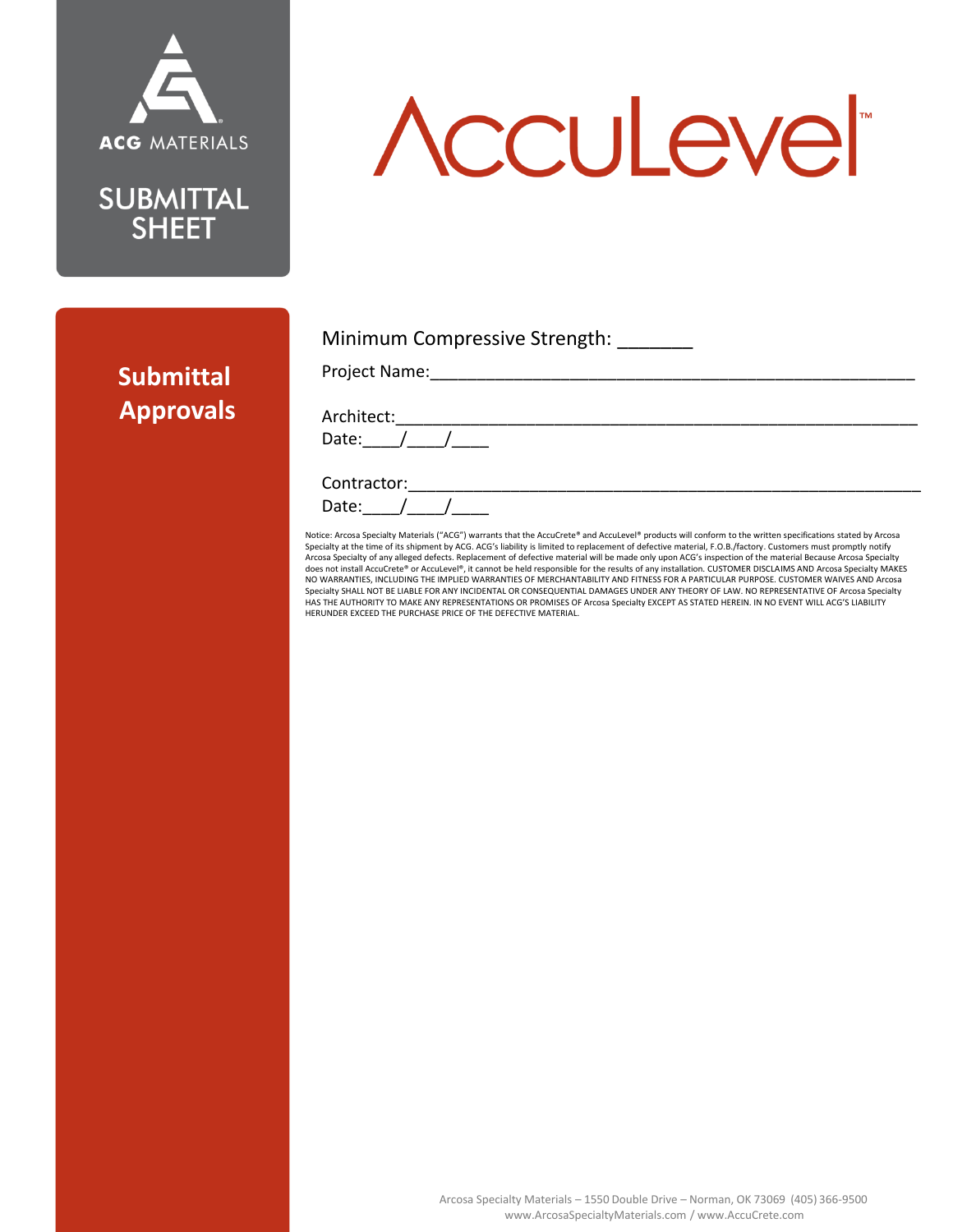ACG MATERIALS

# SUBMITTAL SHEET

# AccuLevel™

## Submittal Approvals

Minimum Compressive Strength: _______

Project Name:_____________________________________________________

Architect:________________________________________________________

Date:____/____/____

Contractor:_______________________________________________________

Date:____/____/____

Notice: Arcosa Specialty Materials ("ACG") warrants that the AccuCrete® and AccuLevel® products will conform to the written specifications stated by Arcosa Specialty at the time of its shipment by ACG. ACG's liability is limited to replacement of defective material, F.O.B./factory. Customers must promptly notify Arcosa Specialty of any alleged defects. Replacement of defective material will be made only upon ACG's inspection of the material Because Arcosa Specialty does not install AccuCrete® or AccuLevel®, it cannot be held responsible for the results of any installation. CUSTOMER DISCLAIMS AND Arcosa Specialty MAKES NO WARRANTIES, INCLUDING THE IMPLIED WARRANTIES OF MERCHANTABILITY AND FITNESS FOR A PARTICULAR PURPOSE. CUSTOMER WAIVES AND Arcosa Specialty SHALL NOT BE LIABLE FOR ANY INCIDENTAL OR CONSEQUENTIAL DAMAGES UNDER ANY THEORY OF LAW. NO REPRESENTATIVE OF Arcosa Specialty HAS THE AUTHORITY TO MAKE ANY REPRESENTATIONS OR PROMISES OF Arcosa Specialty EXCEPT AS STATED HEREIN. IN NO EVENT WILL ACG'S LIABILITY HERUNDER EXCEED THE PURCHASE PRICE OF THE DEFECTIVE MATERIAL.

Arcosa Specialty Materials – 1550 Double Drive – Norman, OK 73069 (405) 366-9500
www.ArcosaSpecialtyMaterials.com / www.AccuCrete.com